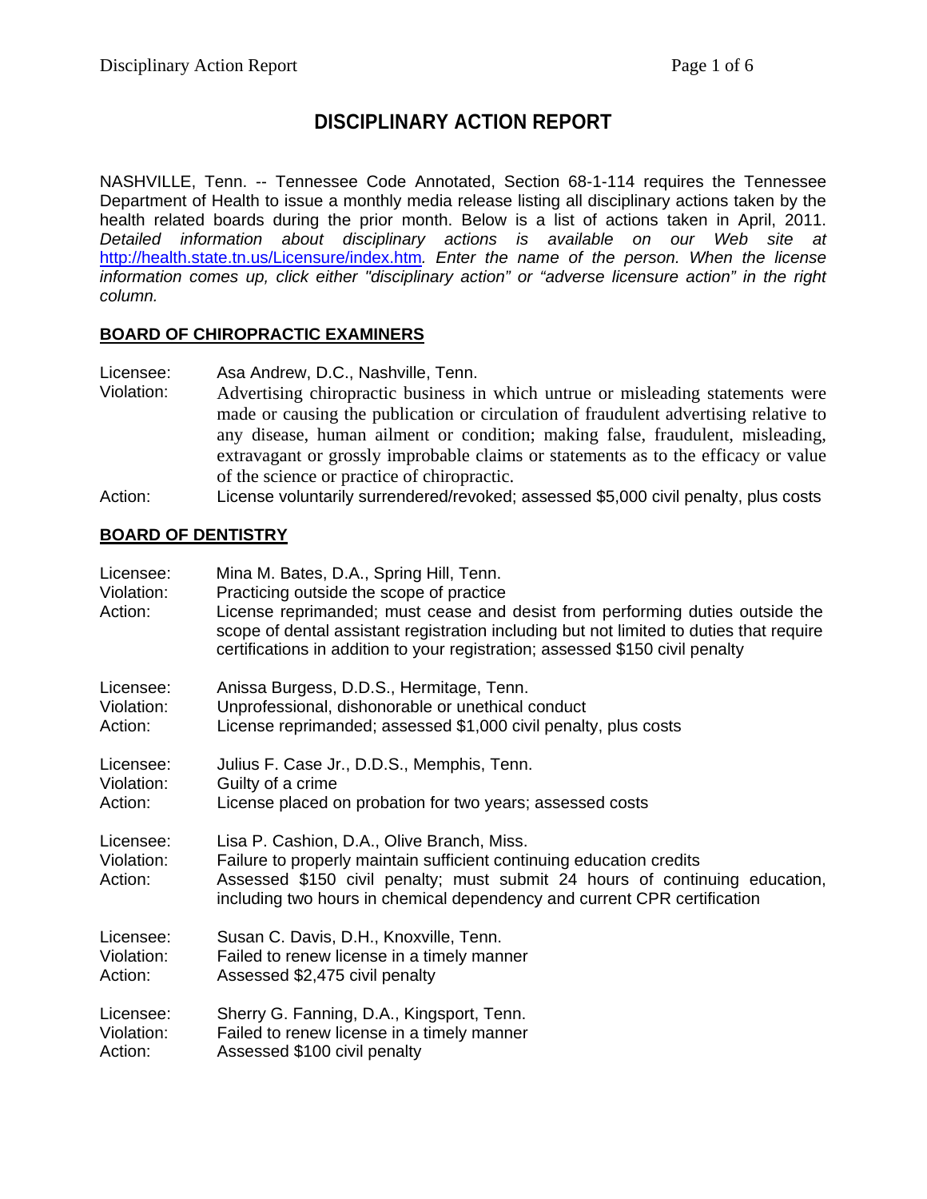# DISCIPLINARY ACTION REPORT

NASHVILLE, Tenn. -- Tennessee Code Annotated, Section 68-1-114 requires the Tennessee Department of Health to issue a monthly media release listing all disciplinary actions taken by the health related boards during the prior month. Below is a list of actions taken in April, 2011. *Detailed information about disciplinary actions is available on our Web site at* http://health.state.tn.us/Licensure/index.htm*. Enter the name of the person. When the license information comes up, click either "disciplinary action" or "adverse licensure action" in the right column.*

## BOARD OF CHIROPRACTIC EXAMINERS

Licensee: Asa Andrew, D.C., Nashville, Tenn.
Violation: Advertising chiropractic business in which untrue or misleading statements were made or causing the publication or circulation of fraudulent advertising relative to any disease, human ailment or condition; making false, fraudulent, misleading, extravagant or grossly improbable claims or statements as to the efficacy or value of the science or practice of chiropractic.
Action: License voluntarily surrendered/revoked; assessed $5,000 civil penalty, plus costs

## BOARD OF DENTISTRY

Licensee: Mina M. Bates, D.A., Spring Hill, Tenn.
Violation: Practicing outside the scope of practice
Action: License reprimanded; must cease and desist from performing duties outside the scope of dental assistant registration including but not limited to duties that require certifications in addition to your registration; assessed $150 civil penalty

Licensee: Anissa Burgess, D.D.S., Hermitage, Tenn.
Violation: Unprofessional, dishonorable or unethical conduct
Action: License reprimanded; assessed $1,000 civil penalty, plus costs

Licensee: Julius F. Case Jr., D.D.S., Memphis, Tenn.
Violation: Guilty of a crime
Action: License placed on probation for two years; assessed costs

Licensee: Lisa P. Cashion, D.A., Olive Branch, Miss.
Violation: Failure to properly maintain sufficient continuing education credits
Action: Assessed $150 civil penalty; must submit 24 hours of continuing education, including two hours in chemical dependency and current CPR certification

Licensee: Susan C. Davis, D.H., Knoxville, Tenn.
Violation: Failed to renew license in a timely manner
Action: Assessed $2,475 civil penalty

Licensee: Sherry G. Fanning, D.A., Kingsport, Tenn.
Violation: Failed to renew license in a timely manner
Action: Assessed $100 civil penalty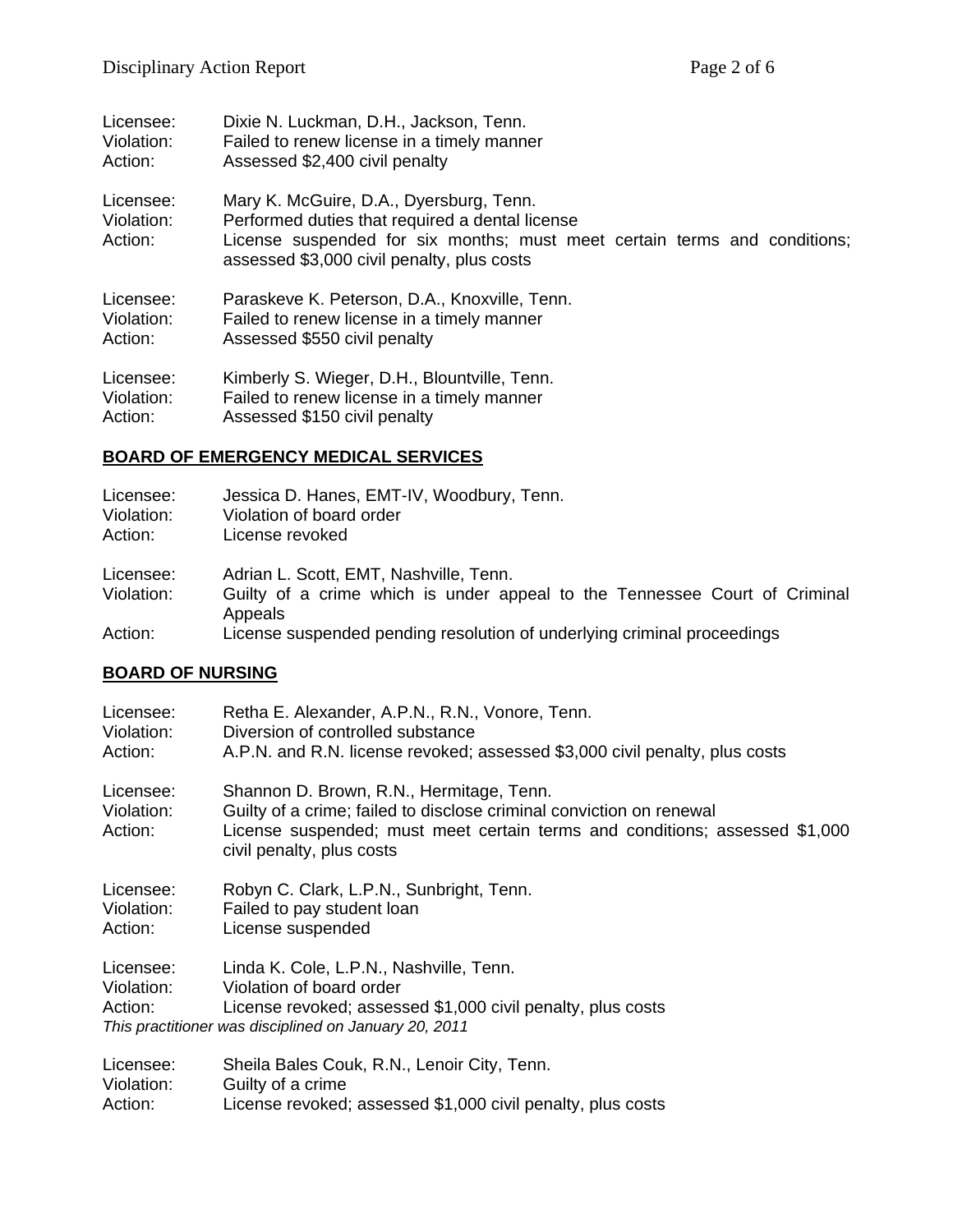Licensee: Dixie N. Luckman, D.H., Jackson, Tenn.
Violation: Failed to renew license in a timely manner
Action: Assessed $2,400 civil penalty

Licensee: Mary K. McGuire, D.A., Dyersburg, Tenn.
Violation: Performed duties that required a dental license
Action: License suspended for six months; must meet certain terms and conditions; assessed $3,000 civil penalty, plus costs

Licensee: Paraskeve K. Peterson, D.A., Knoxville, Tenn.
Violation: Failed to renew license in a timely manner
Action: Assessed $550 civil penalty

Licensee: Kimberly S. Wieger, D.H., Blountville, Tenn.
Violation: Failed to renew license in a timely manner
Action: Assessed $150 civil penalty

## BOARD OF EMERGENCY MEDICAL SERVICES

Licensee: Jessica D. Hanes, EMT-IV, Woodbury, Tenn.
Violation: Violation of board order
Action: License revoked

Licensee: Adrian L. Scott, EMT, Nashville, Tenn.
Violation: Guilty of a crime which is under appeal to the Tennessee Court of Criminal Appeals
Action: License suspended pending resolution of underlying criminal proceedings

## BOARD OF NURSING

Licensee: Retha E. Alexander, A.P.N., R.N., Vonore, Tenn.
Violation: Diversion of controlled substance
Action: A.P.N. and R.N. license revoked; assessed $3,000 civil penalty, plus costs

Licensee: Shannon D. Brown, R.N., Hermitage, Tenn.
Violation: Guilty of a crime; failed to disclose criminal conviction on renewal
Action: License suspended; must meet certain terms and conditions; assessed $1,000 civil penalty, plus costs

Licensee: Robyn C. Clark, L.P.N., Sunbright, Tenn.
Violation: Failed to pay student loan
Action: License suspended

Licensee: Linda K. Cole, L.P.N., Nashville, Tenn.
Violation: Violation of board order
Action: License revoked; assessed $1,000 civil penalty, plus costs
*This practitioner was disciplined on January 20, 2011*

Licensee: Sheila Bales Couk, R.N., Lenoir City, Tenn.
Violation: Guilty of a crime
Action: License revoked; assessed $1,000 civil penalty, plus costs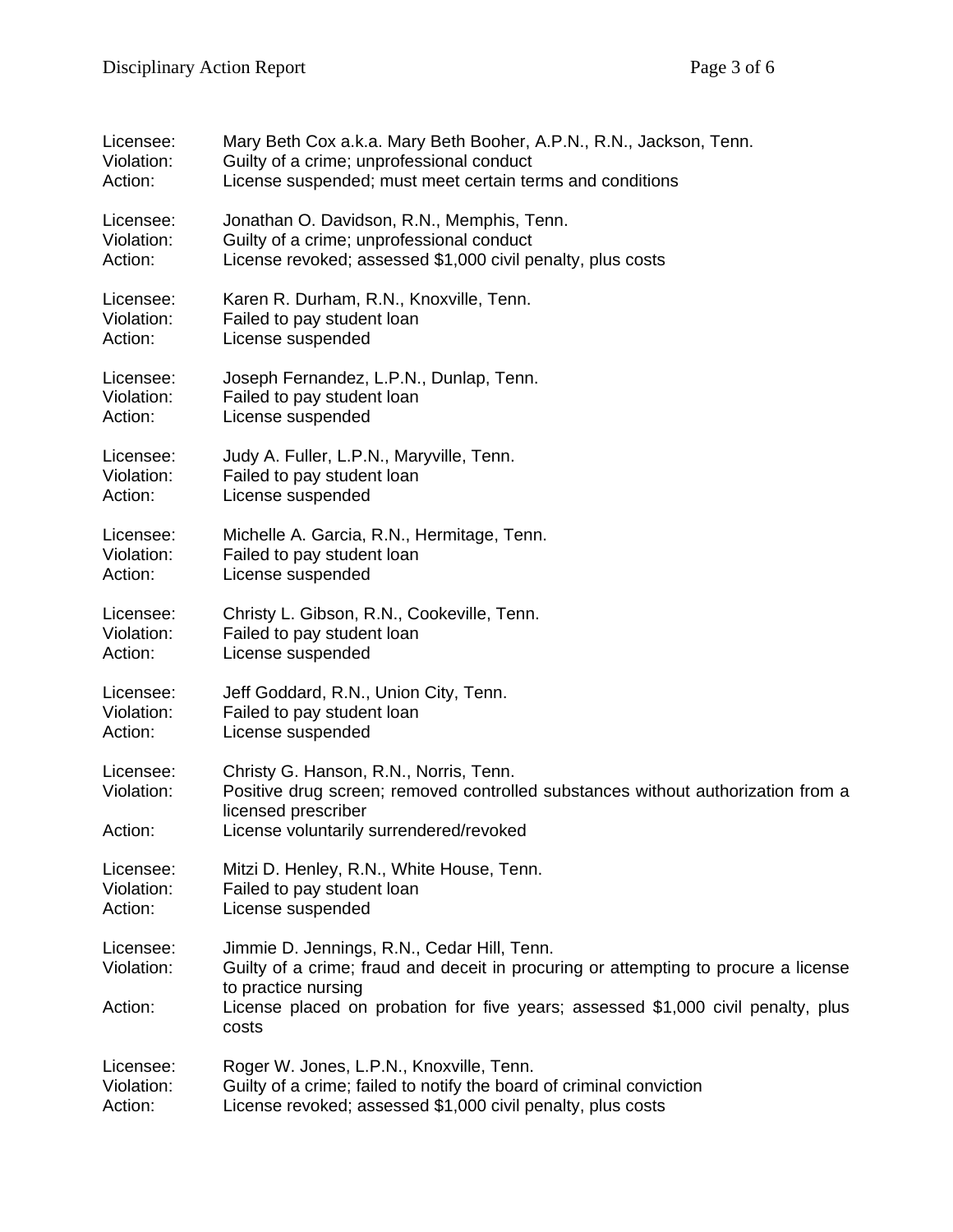Licensee: Mary Beth Cox a.k.a. Mary Beth Booher, A.P.N., R.N., Jackson, Tenn.
Violation: Guilty of a crime; unprofessional conduct
Action: License suspended; must meet certain terms and conditions

Licensee: Jonathan O. Davidson, R.N., Memphis, Tenn.
Violation: Guilty of a crime; unprofessional conduct
Action: License revoked; assessed $1,000 civil penalty, plus costs

Licensee: Karen R. Durham, R.N., Knoxville, Tenn.
Violation: Failed to pay student loan
Action: License suspended

Licensee: Joseph Fernandez, L.P.N., Dunlap, Tenn.
Violation: Failed to pay student loan
Action: License suspended

Licensee: Judy A. Fuller, L.P.N., Maryville, Tenn.
Violation: Failed to pay student loan
Action: License suspended

Licensee: Michelle A. Garcia, R.N., Hermitage, Tenn.
Violation: Failed to pay student loan
Action: License suspended

Licensee: Christy L. Gibson, R.N., Cookeville, Tenn.
Violation: Failed to pay student loan
Action: License suspended

Licensee: Jeff Goddard, R.N., Union City, Tenn.
Violation: Failed to pay student loan
Action: License suspended

Licensee: Christy G. Hanson, R.N., Norris, Tenn.
Violation: Positive drug screen; removed controlled substances without authorization from a licensed prescriber
Action: License voluntarily surrendered/revoked

Licensee: Mitzi D. Henley, R.N., White House, Tenn.
Violation: Failed to pay student loan
Action: License suspended

Licensee: Jimmie D. Jennings, R.N., Cedar Hill, Tenn.
Violation: Guilty of a crime; fraud and deceit in procuring or attempting to procure a license to practice nursing
Action: License placed on probation for five years; assessed $1,000 civil penalty, plus costs

Licensee: Roger W. Jones, L.P.N., Knoxville, Tenn.
Violation: Guilty of a crime; failed to notify the board of criminal conviction
Action: License revoked; assessed $1,000 civil penalty, plus costs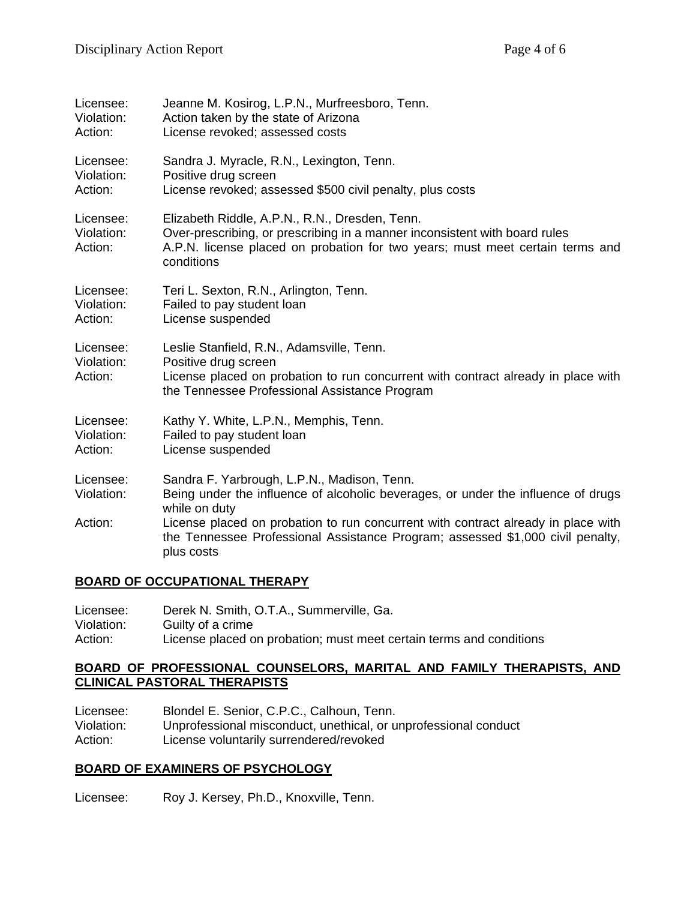Licensee: Jeanne M. Kosirog, L.P.N., Murfreesboro, Tenn.
Violation: Action taken by the state of Arizona
Action: License revoked; assessed costs

Licensee: Sandra J. Myracle, R.N., Lexington, Tenn.
Violation: Positive drug screen
Action: License revoked; assessed $500 civil penalty, plus costs

Licensee: Elizabeth Riddle, A.P.N., R.N., Dresden, Tenn.
Violation: Over-prescribing, or prescribing in a manner inconsistent with board rules
Action: A.P.N. license placed on probation for two years; must meet certain terms and conditions

Licensee: Teri L. Sexton, R.N., Arlington, Tenn.
Violation: Failed to pay student loan
Action: License suspended

Licensee: Leslie Stanfield, R.N., Adamsville, Tenn.
Violation: Positive drug screen
Action: License placed on probation to run concurrent with contract already in place with the Tennessee Professional Assistance Program

Licensee: Kathy Y. White, L.P.N., Memphis, Tenn.
Violation: Failed to pay student loan
Action: License suspended

Licensee: Sandra F. Yarbrough, L.P.N., Madison, Tenn.
Violation: Being under the influence of alcoholic beverages, or under the influence of drugs while on duty
Action: License placed on probation to run concurrent with contract already in place with the Tennessee Professional Assistance Program; assessed $1,000 civil penalty, plus costs

## BOARD OF OCCUPATIONAL THERAPY

Licensee: Derek N. Smith, O.T.A., Summerville, Ga.
Violation: Guilty of a crime
Action: License placed on probation; must meet certain terms and conditions

## BOARD OF PROFESSIONAL COUNSELORS, MARITAL AND FAMILY THERAPISTS, AND CLINICAL PASTORAL THERAPISTS

Licensee: Blondel E. Senior, C.P.C., Calhoun, Tenn.
Violation: Unprofessional misconduct, unethical, or unprofessional conduct
Action: License voluntarily surrendered/revoked

## BOARD OF EXAMINERS OF PSYCHOLOGY

Licensee: Roy J. Kersey, Ph.D., Knoxville, Tenn.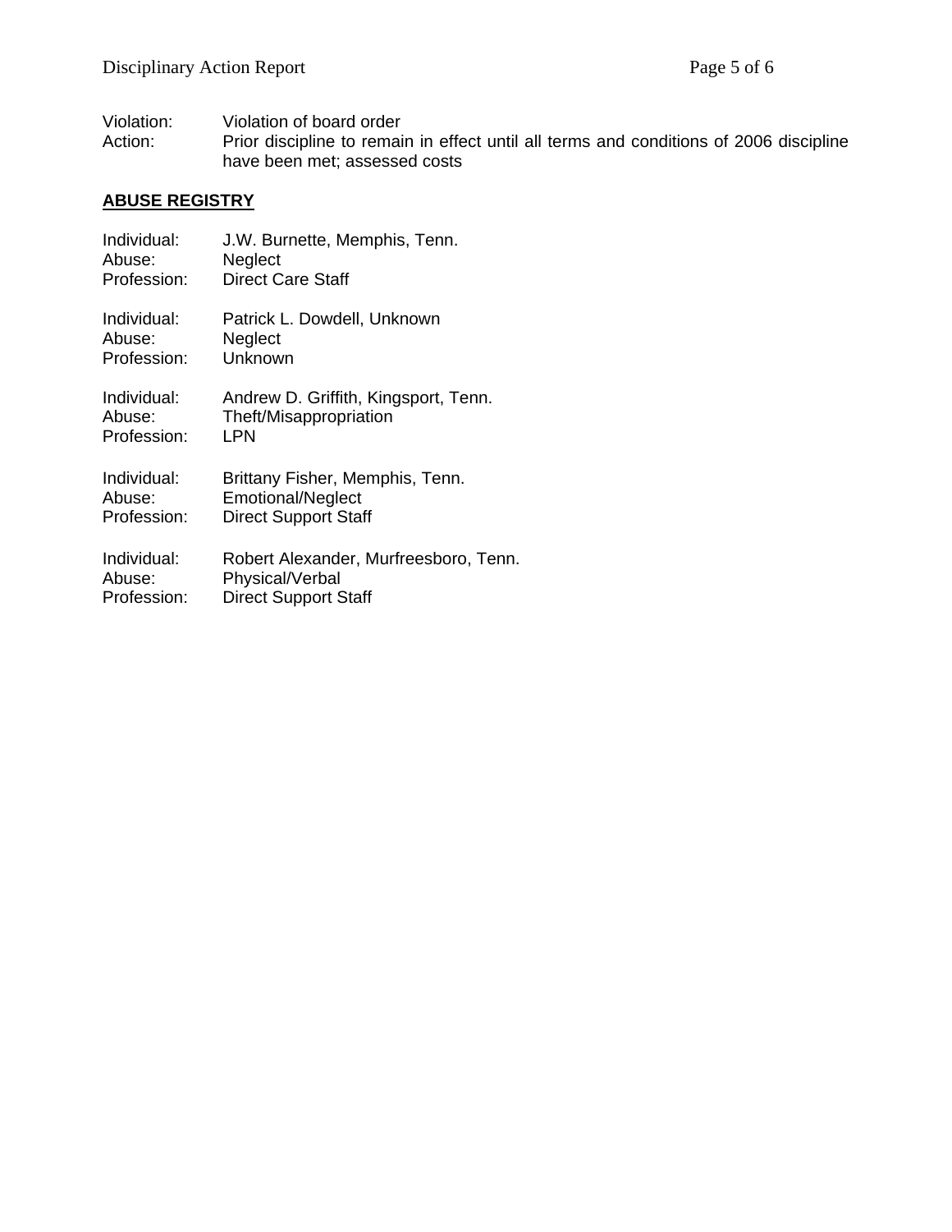Violation: Violation of board order
Action: Prior discipline to remain in effect until all terms and conditions of 2006 discipline have been met; assessed costs

## ABUSE REGISTRY

Individual: J.W. Burnette, Memphis, Tenn.
Abuse: Neglect
Profession: Direct Care Staff

Individual: Patrick L. Dowdell, Unknown
Abuse: Neglect
Profession: Unknown

Individual: Andrew D. Griffith, Kingsport, Tenn.
Abuse: Theft/Misappropriation
Profession: LPN

Individual: Brittany Fisher, Memphis, Tenn.
Abuse: Emotional/Neglect
Profession: Direct Support Staff

Individual: Robert Alexander, Murfreesboro, Tenn.
Abuse: Physical/Verbal
Profession: Direct Support Staff